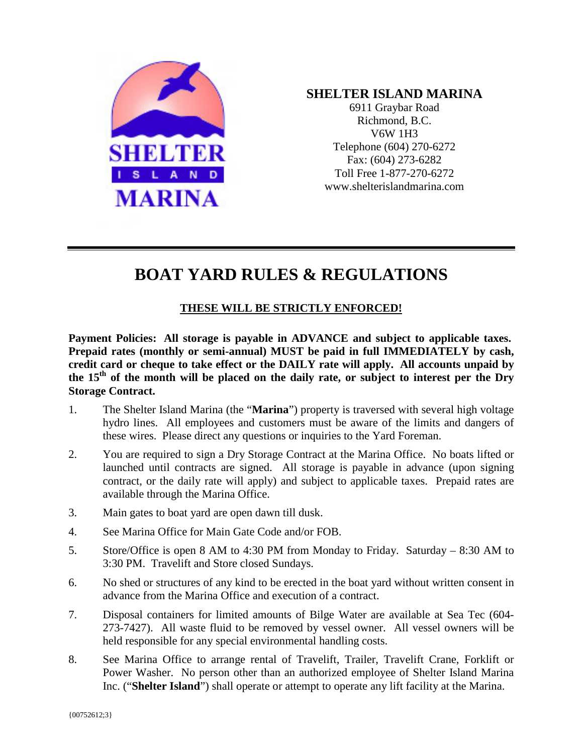**SHELTER ISLAND MARINA**
6911 Graybar Road
Richmond, B.C.
V6W 1H3
Telephone (604) 270-6272
Fax: (604) 273-6282
Toll Free 1-877-270-6272
www.shelterislandmarina.com

# BOAT YARD RULES & REGULATIONS

**THESE WILL BE STRICTLY ENFORCED!**

**Payment Policies: All storage is payable in ADVANCE and subject to applicable taxes. Prepaid rates (monthly or semi-annual) MUST be paid in full IMMEDIATELY by cash, credit card or cheque to take effect or the DAILY rate will apply. All accounts unpaid by the 15th of the month will be placed on the daily rate, or subject to interest per the Dry Storage Contract.**

1. The Shelter Island Marina (the "**Marina**") property is traversed with several high voltage hydro lines. All employees and customers must be aware of the limits and dangers of these wires. Please direct any questions or inquiries to the Yard Foreman.
2. You are required to sign a Dry Storage Contract at the Marina Office. No boats lifted or launched until contracts are signed. All storage is payable in advance (upon signing contract, or the daily rate will apply) and subject to applicable taxes. Prepaid rates are available through the Marina Office.
3. Main gates to boat yard are open dawn till dusk.
4. See Marina Office for Main Gate Code and/or FOB.
5. Store/Office is open 8 AM to 4:30 PM from Monday to Friday. Saturday – 8:30 AM to 3:30 PM. Travelift and Store closed Sundays.
6. No shed or structures of any kind to be erected in the boat yard without written consent in advance from the Marina Office and execution of a contract.
7. Disposal containers for limited amounts of Bilge Water are available at Sea Tec (604-273-7427). All waste fluid to be removed by vessel owner. All vessel owners will be held responsible for any special environmental handling costs.
8. See Marina Office to arrange rental of Travelift, Trailer, Travelift Crane, Forklift or Power Washer. No person other than an authorized employee of Shelter Island Marina Inc. ("**Shelter Island**") shall operate or attempt to operate any lift facility at the Marina.

{00752612;3}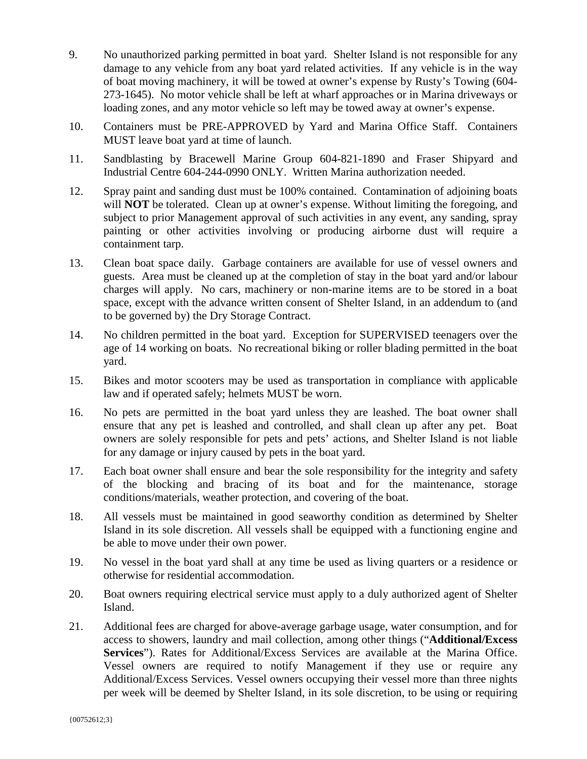9. No unauthorized parking permitted in boat yard. Shelter Island is not responsible for any damage to any vehicle from any boat yard related activities. If any vehicle is in the way of boat moving machinery, it will be towed at owner's expense by Rusty's Towing (604-273-1645). No motor vehicle shall be left at wharf approaches or in Marina driveways or loading zones, and any motor vehicle so left may be towed away at owner's expense.

10. Containers must be PRE-APPROVED by Yard and Marina Office Staff. Containers MUST leave boat yard at time of launch.

11. Sandblasting by Bracewell Marine Group 604-821-1890 and Fraser Shipyard and Industrial Centre 604-244-0990 ONLY. Written Marina authorization needed.

12. Spray paint and sanding dust must be 100% contained. Contamination of adjoining boats will **NOT** be tolerated. Clean up at owner's expense. Without limiting the foregoing, and subject to prior Management approval of such activities in any event, any sanding, spray painting or other activities involving or producing airborne dust will require a containment tarp.

13. Clean boat space daily. Garbage containers are available for use of vessel owners and guests. Area must be cleaned up at the completion of stay in the boat yard and/or labour charges will apply. No cars, machinery or non-marine items are to be stored in a boat space, except with the advance written consent of Shelter Island, in an addendum to (and to be governed by) the Dry Storage Contract.

14. No children permitted in the boat yard. Exception for SUPERVISED teenagers over the age of 14 working on boats. No recreational biking or roller blading permitted in the boat yard.

15. Bikes and motor scooters may be used as transportation in compliance with applicable law and if operated safely; helmets MUST be worn.

16. No pets are permitted in the boat yard unless they are leashed. The boat owner shall ensure that any pet is leashed and controlled, and shall clean up after any pet. Boat owners are solely responsible for pets and pets' actions, and Shelter Island is not liable for any damage or injury caused by pets in the boat yard.

17. Each boat owner shall ensure and bear the sole responsibility for the integrity and safety of the blocking and bracing of its boat and for the maintenance, storage conditions/materials, weather protection, and covering of the boat.

18. All vessels must be maintained in good seaworthy condition as determined by Shelter Island in its sole discretion. All vessels shall be equipped with a functioning engine and be able to move under their own power.

19. No vessel in the boat yard shall at any time be used as living quarters or a residence or otherwise for residential accommodation.

20. Boat owners requiring electrical service must apply to a duly authorized agent of Shelter Island.

21. Additional fees are charged for above-average garbage usage, water consumption, and for access to showers, laundry and mail collection, among other things ("**Additional/Excess Services**"). Rates for Additional/Excess Services are available at the Marina Office. Vessel owners are required to notify Management if they use or require any Additional/Excess Services. Vessel owners occupying their vessel more than three nights per week will be deemed by Shelter Island, in its sole discretion, to be using or requiring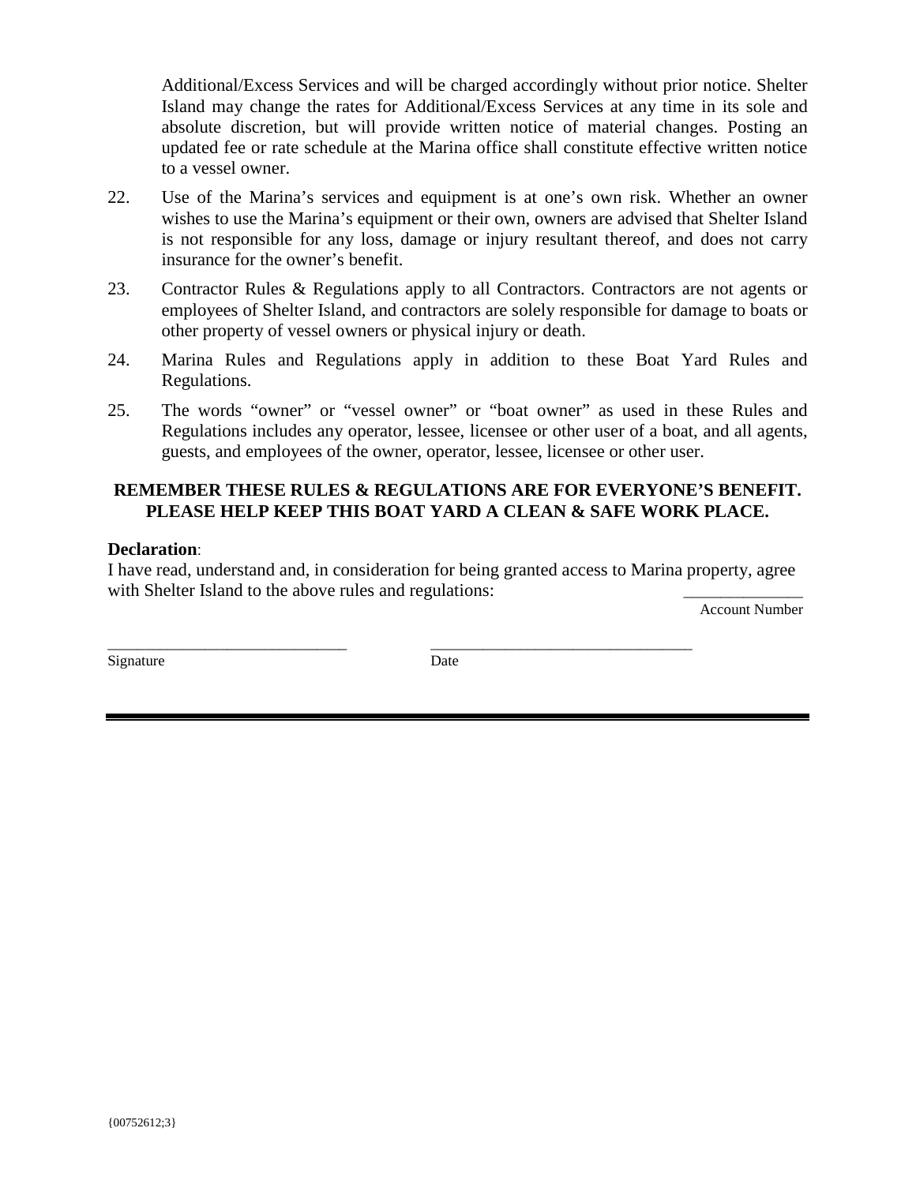Additional/Excess Services and will be charged accordingly without prior notice. Shelter Island may change the rates for Additional/Excess Services at any time in its sole and absolute discretion, but will provide written notice of material changes. Posting an updated fee or rate schedule at the Marina office shall constitute effective written notice to a vessel owner.

22. Use of the Marina's services and equipment is at one's own risk. Whether an owner wishes to use the Marina's equipment or their own, owners are advised that Shelter Island is not responsible for any loss, damage or injury resultant thereof, and does not carry insurance for the owner's benefit.

23. Contractor Rules & Regulations apply to all Contractors. Contractors are not agents or employees of Shelter Island, and contractors are solely responsible for damage to boats or other property of vessel owners or physical injury or death.

24. Marina Rules and Regulations apply in addition to these Boat Yard Rules and Regulations.

25. The words "owner" or "vessel owner" or "boat owner" as used in these Rules and Regulations includes any operator, lessee, licensee or other user of a boat, and all agents, guests, and employees of the owner, operator, lessee, licensee or other user.

**REMEMBER THESE RULES & REGULATIONS ARE FOR EVERYONE'S BENEFIT. PLEASE HELP KEEP THIS BOAT YARD A CLEAN & SAFE WORK PLACE.**

**Declaration**:

I have read, understand and, in consideration for being granted access to Marina property, agree with Shelter Island to the above rules and regulations:

_______________
Account Number

______________________________ ______________________________
Signature Date

{00752612;3}